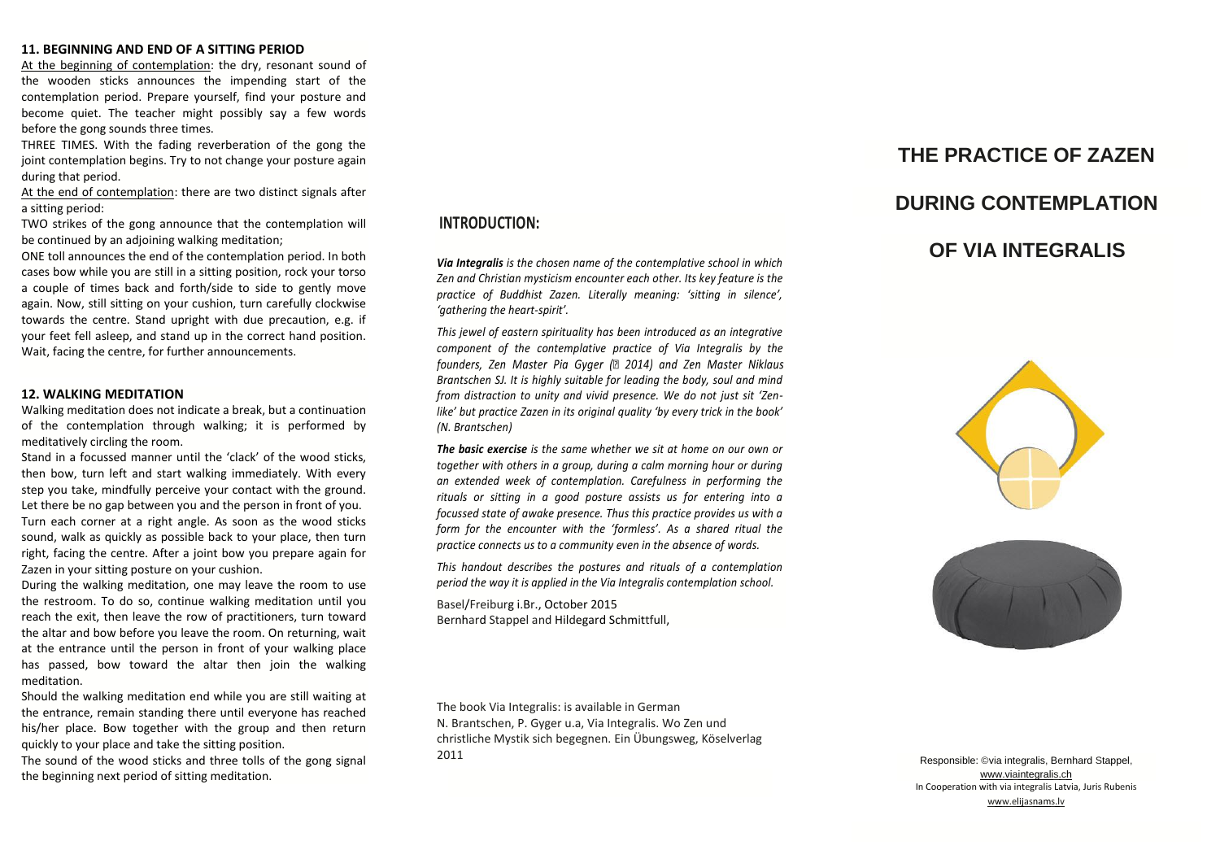### 11. BEGINNING AND END OF A SITTING PERIOD

At the beginning of contemplation: the dry, resonant sound of the wooden sticks announces the impending start of the contemplation period. Prepare yourself, find your posture and become quiet. The teacher might possibly say a few words before the gong sounds three times.

THREE TIMES. With the fading reverberation of the gong the joint contemplation begins. Try to not change your posture again during that period.

At the end of contemplation: there are two distinct signals after a sitting period:

TWO strikes of the gong announce that the contemplation will be continued by an adjoining walking meditation;

ONE toll announces the end of the contemplation period. In both cases bow while you are still in a sitting position, rock your torso a couple of times back and forth/side to side to gently move again. Now, still sitting on your cushion, turn carefully clockwise towards the centre. Stand upright with due precaution, e.g. if your feet fell asleep, and stand up in the correct hand position. Wait, facing the centre, for further announcements.

### 12. WALKING MEDITATION

Walking meditation does not indicate a break, but a continuation of the contemplation through walking; it is performed by meditatively circling the room.

Stand in a focussed manner until the 'clack' of the wood sticks, then bow, turn left and start walking immediately. With every step you take, mindfully perceive your contact with the ground. Let there be no gap between you and the person in front of you. Turn each corner at a right angle. As soon as the wood sticks sound, walk as quickly as possible back to your place, then turn right, facing the centre. After a joint bow you prepare again for Zazen in your sitting posture on your cushion.

During the walking meditation, one may leave the room to use the restroom. To do so, continue walking meditation until you reach the exit, then leave the row of practitioners, turn toward the altar and bow before you leave the room. On returning, wait at the entrance until the person in front of your walking place has passed, bow toward the altar then join the walking meditation.

Should the walking meditation end while you are still waiting at the entrance, remain standing there until everyone has reached his/her place. Bow together with the group and then return quickly to your place and take the sitting position.

The sound of the wood sticks and three tolls of the gong signal the beginning next period of sitting meditation.

## INTRODUCTION:

***Via Integralis*** *is the chosen name of the contemplative school in which Zen and Christian mysticism encounter each other. Its key feature is the practice of Buddhist Zazen. Literally meaning: 'sitting in silence', 'gathering the heart-spirit'.*

*This jewel of eastern spirituality has been introduced as an integrative component of the contemplative practice of Via Integralis by the founders, Zen Master Pia Gyger († 2014) and Zen Master Niklaus Brantschen SJ. It is highly suitable for leading the body, soul and mind from distraction to unity and vivid presence. We do not just sit 'Zen-like' but practice Zazen in its original quality 'by every trick in the book' (N. Brantschen)*

***The basic exercise*** *is the same whether we sit at home on our own or together with others in a group, during a calm morning hour or during an extended week of contemplation. Carefulness in performing the rituals or sitting in a good posture assists us for entering into a focussed state of awake presence. Thus this practice provides us with a form for the encounter with the 'formless'. As a shared ritual the practice connects us to a community even in the absence of words.*

*This handout describes the postures and rituals of a contemplation period the way it is applied in the Via Integralis contemplation school.*

Basel/Freiburg i.Br., October 2015
Bernhard Stappel and Hildegard Schmittfull,

The book Via Integralis: is available in German
N. Brantschen, P. Gyger u.a, Via Integralis. Wo Zen und christliche Mystik sich begegnen. Ein Übungsweg, Köselverlag 2011

# THE PRACTICE OF ZAZEN DURING CONTEMPLATION OF VIA INTEGRALIS

Responsible: ©via integralis, Bernhard Stappel,
www.viaintegralis.ch
In Cooperation with via integralis Latvia, Juris Rubenis
www.elijasnams.lv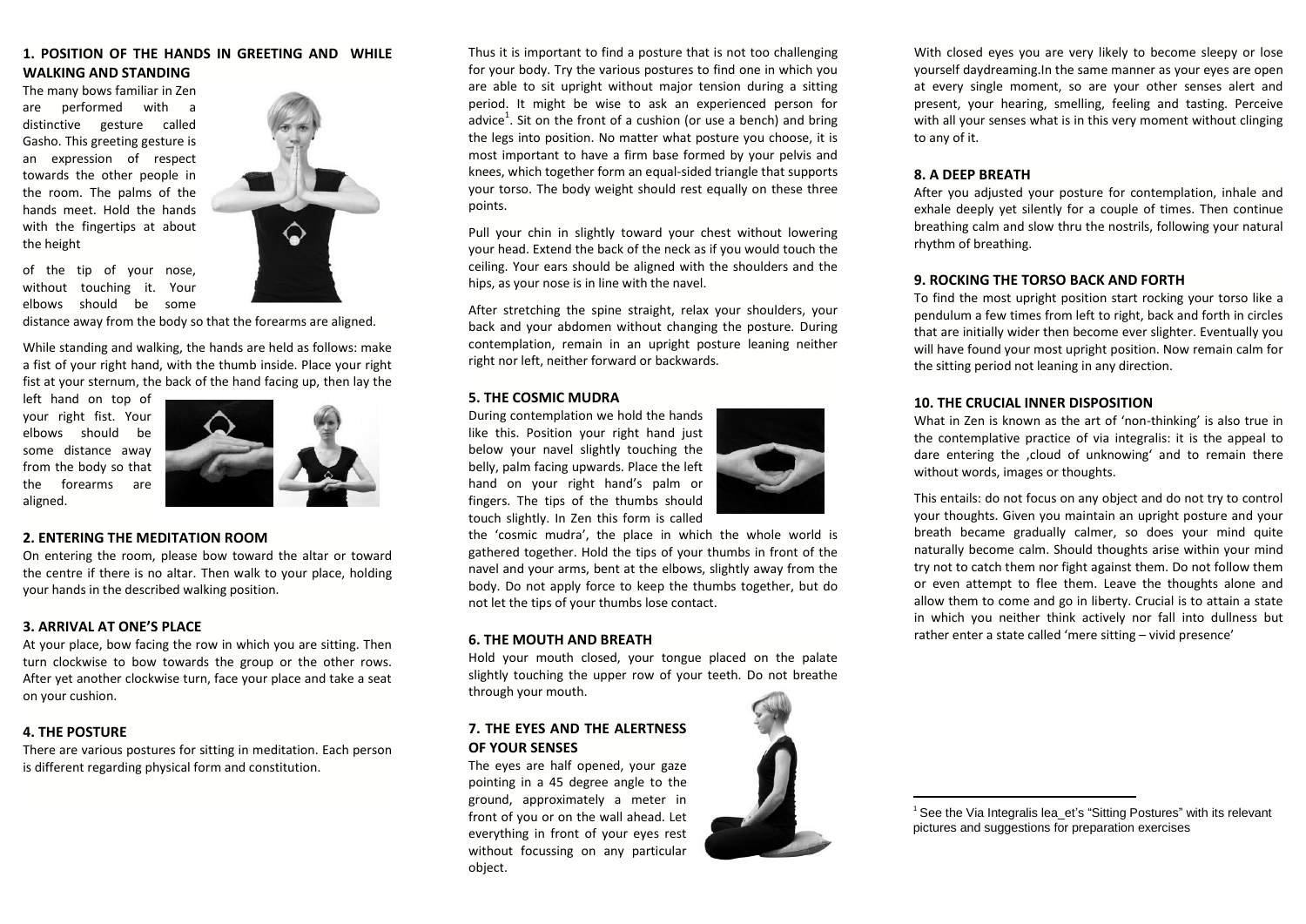## 1. POSITION OF THE HANDS IN GREETING AND WHILE WALKING AND STANDING

The many bows familiar in Zen are performed with a distinctive gesture called Gasho. This greeting gesture is an expression of respect towards the other people in the room. The palms of the hands meet. Hold the hands with the fingertips at about the height of the tip of your nose, without touching it. Your elbows should be some distance away from the body so that the forearms are aligned.

While standing and walking, the hands are held as follows: make a fist of your right hand, with the thumb inside. Place your right fist at your sternum, the back of the hand facing up, then lay the left hand on top of your right fist. Your elbows should be some distance away from the body so that the forearms are aligned.

## 2. ENTERING THE MEDITATION ROOM

On entering the room, please bow toward the altar or toward the centre if there is no altar. Then walk to your place, holding your hands in the described walking position.

## 3. ARRIVAL AT ONE'S PLACE

At your place, bow facing the row in which you are sitting. Then turn clockwise to bow towards the group or the other rows. After yet another clockwise turn, face your place and take a seat on your cushion.

## 4. THE POSTURE

There are various postures for sitting in meditation. Each person is different regarding physical form and constitution.

Thus it is important to find a posture that is not too challenging for your body. Try the various postures to find one in which you are able to sit upright without major tension during a sitting period. It might be wise to ask an experienced person for advice[1]. Sit on the front of a cushion (or use a bench) and bring the legs into position. No matter what posture you choose, it is most important to have a firm base formed by your pelvis and knees, which together form an equal-sided triangle that supports your torso. The body weight should rest equally on these three points.

Pull your chin in slightly toward your chest without lowering your head. Extend the back of the neck as if you would touch the ceiling. Your ears should be aligned with the shoulders and the hips, as your nose is in line with the navel.

After stretching the spine straight, relax your shoulders, your back and your abdomen without changing the posture. During contemplation, remain in an upright posture leaning neither right nor left, neither forward or backwards.

## 5. THE COSMIC MUDRA

During contemplation we hold the hands like this. Position your right hand just below your navel slightly touching the belly, palm facing upwards. Place the left hand on your right hand's palm or fingers. The tips of the thumbs should touch slightly. In Zen this form is called the 'cosmic mudra', the place in which the whole world is gathered together. Hold the tips of your thumbs in front of the navel and your arms, bent at the elbows, slightly away from the body. Do not apply force to keep the thumbs together, but do not let the tips of your thumbs lose contact.

## 6. THE MOUTH AND BREATH

Hold your mouth closed, your tongue placed on the palate slightly touching the upper row of your teeth. Do not breathe through your mouth.

## 7. THE EYES AND THE ALERTNESS OF YOUR SENSES

The eyes are half opened, your gaze pointing in a 45 degree angle to the ground, approximately a meter in front of you or on the wall ahead. Let everything in front of your eyes rest without focussing on any particular object.

With closed eyes you are very likely to become sleepy or lose yourself daydreaming.In the same manner as your eyes are open at every single moment, so are your other senses alert and present, your hearing, smelling, feeling and tasting. Perceive with all your senses what is in this very moment without clinging to any of it.

## 8. A DEEP BREATH

After you adjusted your posture for contemplation, inhale and exhale deeply yet silently for a couple of times. Then continue breathing calm and slow thru the nostrils, following your natural rhythm of breathing.

## 9. ROCKING THE TORSO BACK AND FORTH

To find the most upright position start rocking your torso like a pendulum a few times from left to right, back and forth in circles that are initially wider then become ever slighter. Eventually you will have found your most upright position. Now remain calm for the sitting period not leaning in any direction.

## 10. THE CRUCIAL INNER DISPOSITION

What in Zen is known as the art of 'non-thinking' is also true in the contemplative practice of via integralis: it is the appeal to dare entering the ‚cloud of unknowing' and to remain there without words, images or thoughts.

This entails: do not focus on any object and do not try to control your thoughts. Given you maintain an upright posture and your breath became gradually calmer, so does your mind quite naturally become calm. Should thoughts arise within your mind try not to catch them nor fight against them. Do not follow them or even attempt to flee them. Leave the thoughts alone and allow them to come and go in liberty. Crucial is to attain a state in which you neither think actively nor fall into dullness but rather enter a state called 'mere sitting – vivid presence'

[1] See the Via Integralis lea_et's "Sitting Postures" with its relevant pictures and suggestions for preparation exercises